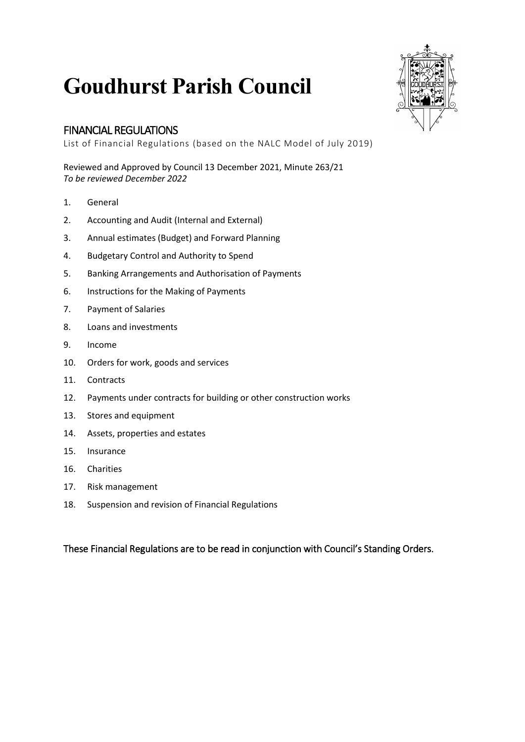# Goudhurst Parish Council

## FINANCIAL REGULATIONS

List of Financial Regulations (based on the NALC Model of July 2019)

Reviewed and Approved by Council 13 December 2021, Minute 263/21
*To be reviewed December 2022*

1. General
2. Accounting and Audit (Internal and External)
3. Annual estimates (Budget) and Forward Planning
4. Budgetary Control and Authority to Spend
5. Banking Arrangements and Authorisation of Payments
6. Instructions for the Making of Payments
7. Payment of Salaries
8. Loans and investments
9. Income
10. Orders for work, goods and services
11. Contracts
12. Payments under contracts for building or other construction works
13. Stores and equipment
14. Assets, properties and estates
15. Insurance
16. Charities
17. Risk management
18. Suspension and revision of Financial Regulations

These Financial Regulations are to be read in conjunction with Council's Standing Orders.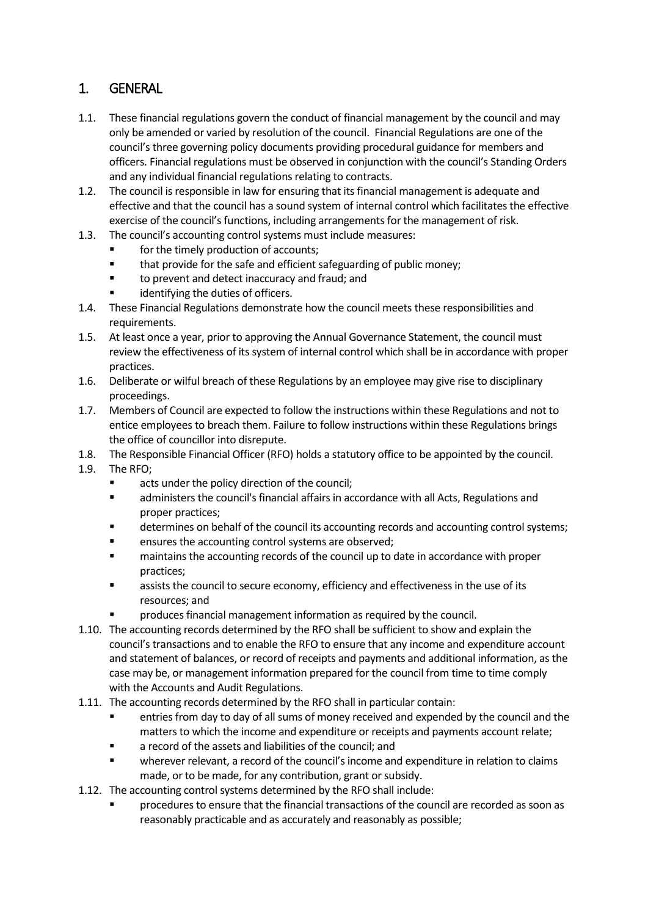## 1. GENERAL

1.1. These financial regulations govern the conduct of financial management by the council and may only be amended or varied by resolution of the council. Financial Regulations are one of the council's three governing policy documents providing procedural guidance for members and officers. Financial regulations must be observed in conjunction with the council's Standing Orders and any individual financial regulations relating to contracts.

1.2. The council is responsible in law for ensuring that its financial management is adequate and effective and that the council has a sound system of internal control which facilitates the effective exercise of the council's functions, including arrangements for the management of risk.

1.3. The council's accounting control systems must include measures:

- for the timely production of accounts;
- that provide for the safe and efficient safeguarding of public money;
- to prevent and detect inaccuracy and fraud; and
- identifying the duties of officers.

1.4. These Financial Regulations demonstrate how the council meets these responsibilities and requirements.

1.5. At least once a year, prior to approving the Annual Governance Statement, the council must review the effectiveness of its system of internal control which shall be in accordance with proper practices.

1.6. Deliberate or wilful breach of these Regulations by an employee may give rise to disciplinary proceedings.

1.7. Members of Council are expected to follow the instructions within these Regulations and not to entice employees to breach them. Failure to follow instructions within these Regulations brings the office of councillor into disrepute.

1.8. The Responsible Financial Officer (RFO) holds a statutory office to be appointed by the council.

1.9. The RFO;

- acts under the policy direction of the council;
- administers the council's financial affairs in accordance with all Acts, Regulations and proper practices;
- determines on behalf of the council its accounting records and accounting control systems;
- ensures the accounting control systems are observed;
- maintains the accounting records of the council up to date in accordance with proper practices;
- assists the council to secure economy, efficiency and effectiveness in the use of its resources; and
- produces financial management information as required by the council.

1.10. The accounting records determined by the RFO shall be sufficient to show and explain the council's transactions and to enable the RFO to ensure that any income and expenditure account and statement of balances, or record of receipts and payments and additional information, as the case may be, or management information prepared for the council from time to time comply with the Accounts and Audit Regulations.

1.11. The accounting records determined by the RFO shall in particular contain:

- entries from day to day of all sums of money received and expended by the council and the matters to which the income and expenditure or receipts and payments account relate;
- a record of the assets and liabilities of the council; and
- wherever relevant, a record of the council's income and expenditure in relation to claims made, or to be made, for any contribution, grant or subsidy.

1.12. The accounting control systems determined by the RFO shall include:

- procedures to ensure that the financial transactions of the council are recorded as soon as reasonably practicable and as accurately and reasonably as possible;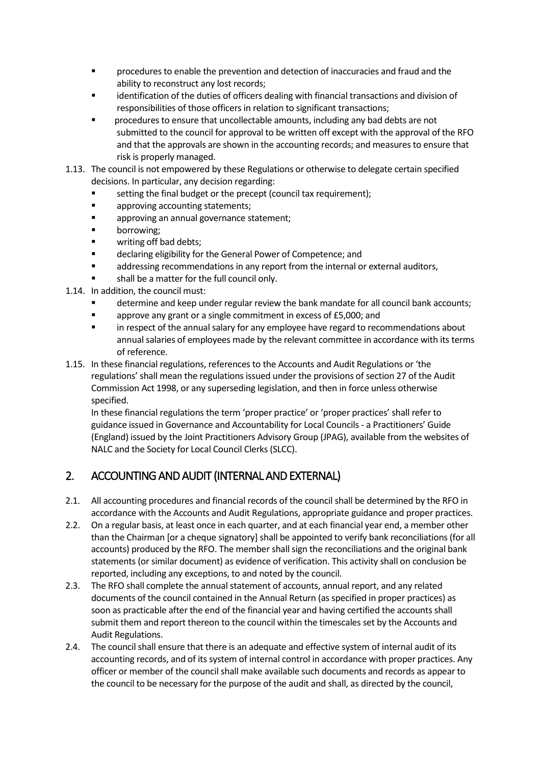- procedures to enable the prevention and detection of inaccuracies and fraud and the ability to reconstruct any lost records;
- identification of the duties of officers dealing with financial transactions and division of responsibilities of those officers in relation to significant transactions;
- procedures to ensure that uncollectable amounts, including any bad debts are not submitted to the council for approval to be written off except with the approval of the RFO and that the approvals are shown in the accounting records; and measures to ensure that risk is properly managed.

1.13. The council is not empowered by these Regulations or otherwise to delegate certain specified decisions. In particular, any decision regarding:
- setting the final budget or the precept (council tax requirement);
- approving accounting statements;
- approving an annual governance statement;
- borrowing;
- writing off bad debts;
- declaring eligibility for the General Power of Competence; and
- addressing recommendations in any report from the internal or external auditors,
- shall be a matter for the full council only.

1.14. In addition, the council must:
- determine and keep under regular review the bank mandate for all council bank accounts;
- approve any grant or a single commitment in excess of £5,000; and
- in respect of the annual salary for any employee have regard to recommendations about annual salaries of employees made by the relevant committee in accordance with its terms of reference.

1.15. In these financial regulations, references to the Accounts and Audit Regulations or 'the regulations' shall mean the regulations issued under the provisions of section 27 of the Audit Commission Act 1998, or any superseding legislation, and then in force unless otherwise specified.

In these financial regulations the term 'proper practice' or 'proper practices' shall refer to guidance issued in Governance and Accountability for Local Councils - a Practitioners' Guide (England) issued by the Joint Practitioners Advisory Group (JPAG), available from the websites of NALC and the Society for Local Council Clerks (SLCC).

## 2. ACCOUNTING AND AUDIT (INTERNAL AND EXTERNAL)

2.1. All accounting procedures and financial records of the council shall be determined by the RFO in accordance with the Accounts and Audit Regulations, appropriate guidance and proper practices.

2.2. On a regular basis, at least once in each quarter, and at each financial year end, a member other than the Chairman [or a cheque signatory] shall be appointed to verify bank reconciliations (for all accounts) produced by the RFO. The member shall sign the reconciliations and the original bank statements (or similar document) as evidence of verification. This activity shall on conclusion be reported, including any exceptions, to and noted by the council.

2.3. The RFO shall complete the annual statement of accounts, annual report, and any related documents of the council contained in the Annual Return (as specified in proper practices) as soon as practicable after the end of the financial year and having certified the accounts shall submit them and report thereon to the council within the timescales set by the Accounts and Audit Regulations.

2.4. The council shall ensure that there is an adequate and effective system of internal audit of its accounting records, and of its system of internal control in accordance with proper practices. Any officer or member of the council shall make available such documents and records as appear to the council to be necessary for the purpose of the audit and shall, as directed by the council,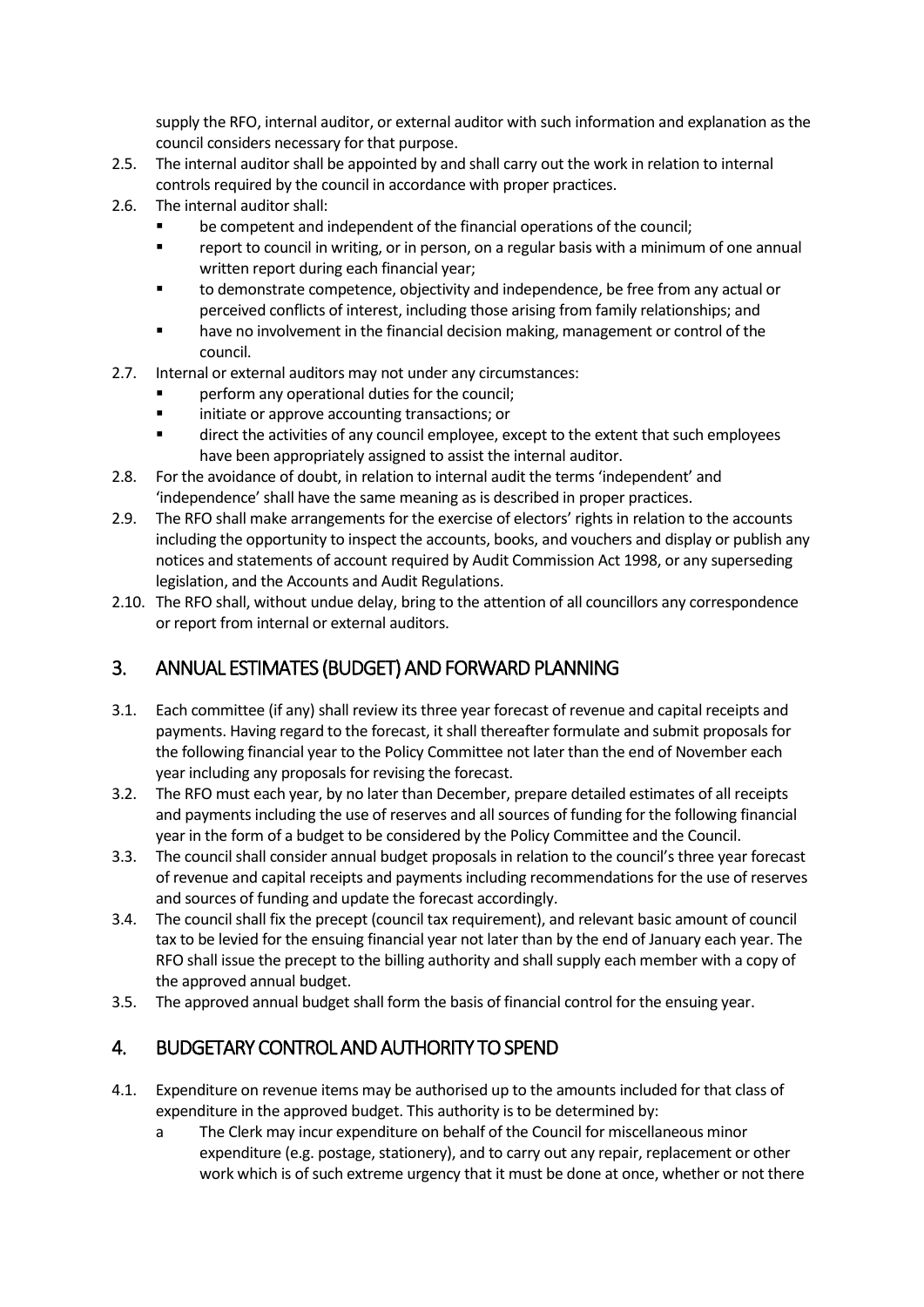supply the RFO, internal auditor, or external auditor with such information and explanation as the council considers necessary for that purpose.

2.5. The internal auditor shall be appointed by and shall carry out the work in relation to internal controls required by the council in accordance with proper practices.

2.6. The internal auditor shall:
- be competent and independent of the financial operations of the council;
- report to council in writing, or in person, on a regular basis with a minimum of one annual written report during each financial year;
- to demonstrate competence, objectivity and independence, be free from any actual or perceived conflicts of interest, including those arising from family relationships; and
- have no involvement in the financial decision making, management or control of the council.

2.7. Internal or external auditors may not under any circumstances:
- perform any operational duties for the council;
- initiate or approve accounting transactions; or
- direct the activities of any council employee, except to the extent that such employees have been appropriately assigned to assist the internal auditor.

2.8. For the avoidance of doubt, in relation to internal audit the terms 'independent' and 'independence' shall have the same meaning as is described in proper practices.

2.9. The RFO shall make arrangements for the exercise of electors' rights in relation to the accounts including the opportunity to inspect the accounts, books, and vouchers and display or publish any notices and statements of account required by Audit Commission Act 1998, or any superseding legislation, and the Accounts and Audit Regulations.

2.10. The RFO shall, without undue delay, bring to the attention of all councillors any correspondence or report from internal or external auditors.

## 3. ANNUAL ESTIMATES (BUDGET) AND FORWARD PLANNING

3.1. Each committee (if any) shall review its three year forecast of revenue and capital receipts and payments. Having regard to the forecast, it shall thereafter formulate and submit proposals for the following financial year to the Policy Committee not later than the end of November each year including any proposals for revising the forecast.

3.2. The RFO must each year, by no later than December, prepare detailed estimates of all receipts and payments including the use of reserves and all sources of funding for the following financial year in the form of a budget to be considered by the Policy Committee and the Council.

3.3. The council shall consider annual budget proposals in relation to the council's three year forecast of revenue and capital receipts and payments including recommendations for the use of reserves and sources of funding and update the forecast accordingly.

3.4. The council shall fix the precept (council tax requirement), and relevant basic amount of council tax to be levied for the ensuing financial year not later than by the end of January each year. The RFO shall issue the precept to the billing authority and shall supply each member with a copy of the approved annual budget.

3.5. The approved annual budget shall form the basis of financial control for the ensuing year.

## 4. BUDGETARY CONTROL AND AUTHORITY TO SPEND

4.1. Expenditure on revenue items may be authorised up to the amounts included for that class of expenditure in the approved budget. This authority is to be determined by:

a The Clerk may incur expenditure on behalf of the Council for miscellaneous minor expenditure (e.g. postage, stationery), and to carry out any repair, replacement or other work which is of such extreme urgency that it must be done at once, whether or not there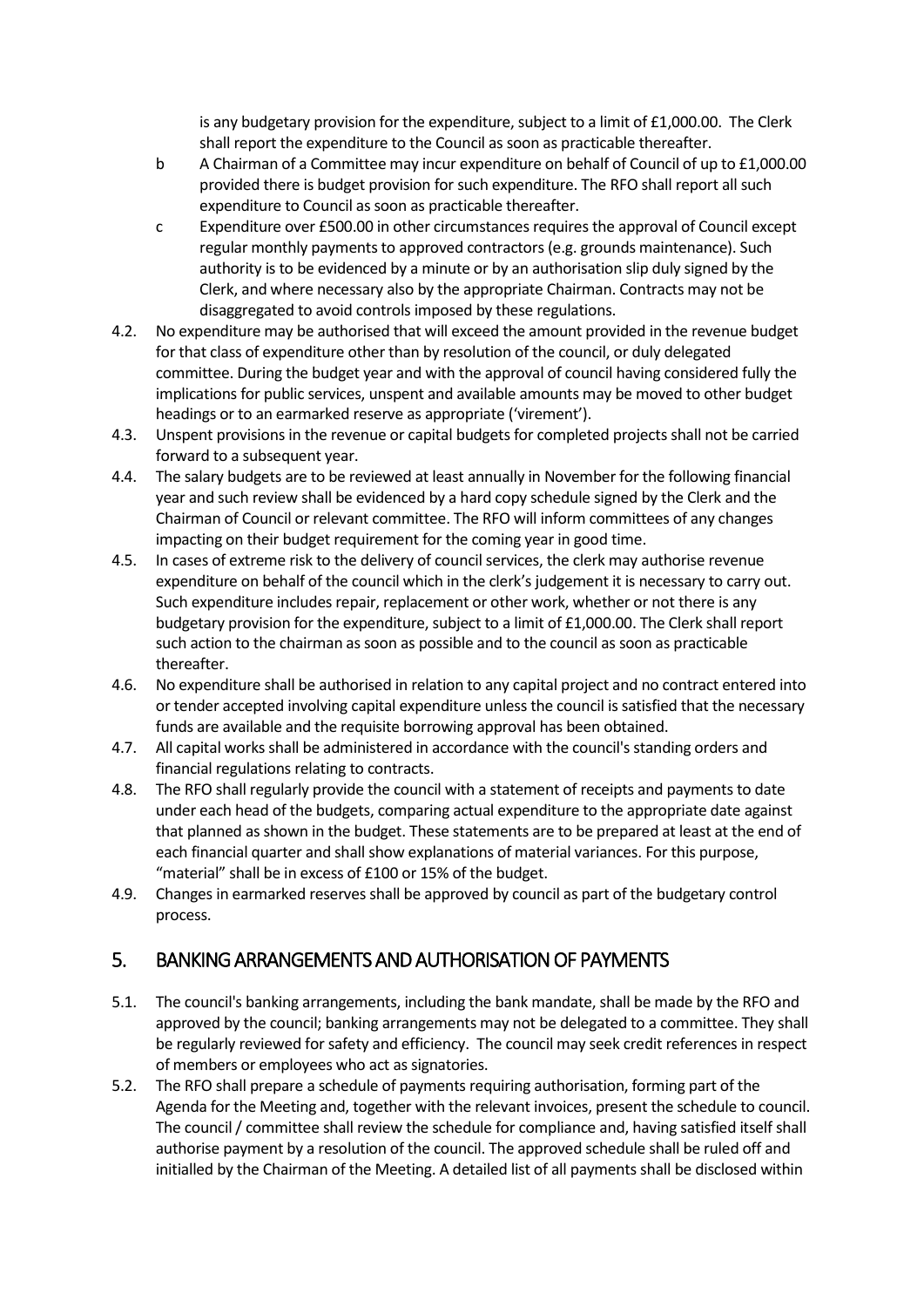is any budgetary provision for the expenditure, subject to a limit of £1,000.00. The Clerk shall report the expenditure to the Council as soon as practicable thereafter.

b A Chairman of a Committee may incur expenditure on behalf of Council of up to £1,000.00 provided there is budget provision for such expenditure. The RFO shall report all such expenditure to Council as soon as practicable thereafter.

c Expenditure over £500.00 in other circumstances requires the approval of Council except regular monthly payments to approved contractors (e.g. grounds maintenance). Such authority is to be evidenced by a minute or by an authorisation slip duly signed by the Clerk, and where necessary also by the appropriate Chairman. Contracts may not be disaggregated to avoid controls imposed by these regulations.

4.2. No expenditure may be authorised that will exceed the amount provided in the revenue budget for that class of expenditure other than by resolution of the council, or duly delegated committee. During the budget year and with the approval of council having considered fully the implications for public services, unspent and available amounts may be moved to other budget headings or to an earmarked reserve as appropriate ('virement').

4.3. Unspent provisions in the revenue or capital budgets for completed projects shall not be carried forward to a subsequent year.

4.4. The salary budgets are to be reviewed at least annually in November for the following financial year and such review shall be evidenced by a hard copy schedule signed by the Clerk and the Chairman of Council or relevant committee. The RFO will inform committees of any changes impacting on their budget requirement for the coming year in good time.

4.5. In cases of extreme risk to the delivery of council services, the clerk may authorise revenue expenditure on behalf of the council which in the clerk's judgement it is necessary to carry out. Such expenditure includes repair, replacement or other work, whether or not there is any budgetary provision for the expenditure, subject to a limit of £1,000.00. The Clerk shall report such action to the chairman as soon as possible and to the council as soon as practicable thereafter.

4.6. No expenditure shall be authorised in relation to any capital project and no contract entered into or tender accepted involving capital expenditure unless the council is satisfied that the necessary funds are available and the requisite borrowing approval has been obtained.

4.7. All capital works shall be administered in accordance with the council's standing orders and financial regulations relating to contracts.

4.8. The RFO shall regularly provide the council with a statement of receipts and payments to date under each head of the budgets, comparing actual expenditure to the appropriate date against that planned as shown in the budget. These statements are to be prepared at least at the end of each financial quarter and shall show explanations of material variances. For this purpose, "material" shall be in excess of £100 or 15% of the budget.

4.9. Changes in earmarked reserves shall be approved by council as part of the budgetary control process.

## 5. BANKING ARRANGEMENTS AND AUTHORISATION OF PAYMENTS

5.1. The council's banking arrangements, including the bank mandate, shall be made by the RFO and approved by the council; banking arrangements may not be delegated to a committee. They shall be regularly reviewed for safety and efficiency. The council may seek credit references in respect of members or employees who act as signatories.

5.2. The RFO shall prepare a schedule of payments requiring authorisation, forming part of the Agenda for the Meeting and, together with the relevant invoices, present the schedule to council. The council / committee shall review the schedule for compliance and, having satisfied itself shall authorise payment by a resolution of the council. The approved schedule shall be ruled off and initialled by the Chairman of the Meeting. A detailed list of all payments shall be disclosed within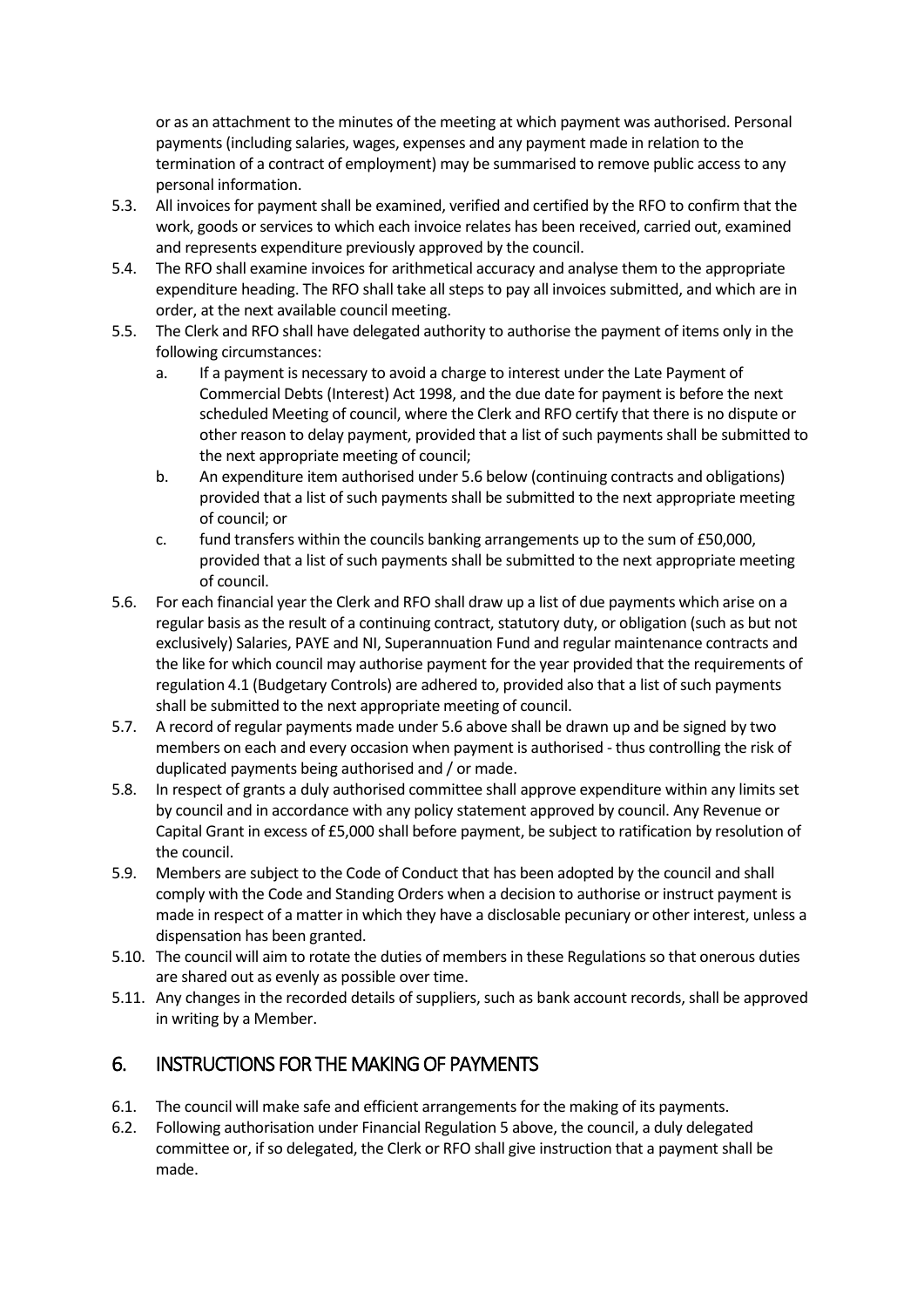or as an attachment to the minutes of the meeting at which payment was authorised. Personal payments (including salaries, wages, expenses and any payment made in relation to the termination of a contract of employment) may be summarised to remove public access to any personal information.

5.3. All invoices for payment shall be examined, verified and certified by the RFO to confirm that the work, goods or services to which each invoice relates has been received, carried out, examined and represents expenditure previously approved by the council.

5.4. The RFO shall examine invoices for arithmetical accuracy and analyse them to the appropriate expenditure heading. The RFO shall take all steps to pay all invoices submitted, and which are in order, at the next available council meeting.

5.5. The Clerk and RFO shall have delegated authority to authorise the payment of items only in the following circumstances:

   a. If a payment is necessary to avoid a charge to interest under the Late Payment of Commercial Debts (Interest) Act 1998, and the due date for payment is before the next scheduled Meeting of council, where the Clerk and RFO certify that there is no dispute or other reason to delay payment, provided that a list of such payments shall be submitted to the next appropriate meeting of council;

   b. An expenditure item authorised under 5.6 below (continuing contracts and obligations) provided that a list of such payments shall be submitted to the next appropriate meeting of council; or

   c. fund transfers within the councils banking arrangements up to the sum of £50,000, provided that a list of such payments shall be submitted to the next appropriate meeting of council.

5.6. For each financial year the Clerk and RFO shall draw up a list of due payments which arise on a regular basis as the result of a continuing contract, statutory duty, or obligation (such as but not exclusively) Salaries, PAYE and NI, Superannuation Fund and regular maintenance contracts and the like for which council may authorise payment for the year provided that the requirements of regulation 4.1 (Budgetary Controls) are adhered to, provided also that a list of such payments shall be submitted to the next appropriate meeting of council.

5.7. A record of regular payments made under 5.6 above shall be drawn up and be signed by two members on each and every occasion when payment is authorised - thus controlling the risk of duplicated payments being authorised and / or made.

5.8. In respect of grants a duly authorised committee shall approve expenditure within any limits set by council and in accordance with any policy statement approved by council. Any Revenue or Capital Grant in excess of £5,000 shall before payment, be subject to ratification by resolution of the council.

5.9. Members are subject to the Code of Conduct that has been adopted by the council and shall comply with the Code and Standing Orders when a decision to authorise or instruct payment is made in respect of a matter in which they have a disclosable pecuniary or other interest, unless a dispensation has been granted.

5.10. The council will aim to rotate the duties of members in these Regulations so that onerous duties are shared out as evenly as possible over time.

5.11. Any changes in the recorded details of suppliers, such as bank account records, shall be approved in writing by a Member.

## 6. INSTRUCTIONS FOR THE MAKING OF PAYMENTS

6.1. The council will make safe and efficient arrangements for the making of its payments.

6.2. Following authorisation under Financial Regulation 5 above, the council, a duly delegated committee or, if so delegated, the Clerk or RFO shall give instruction that a payment shall be made.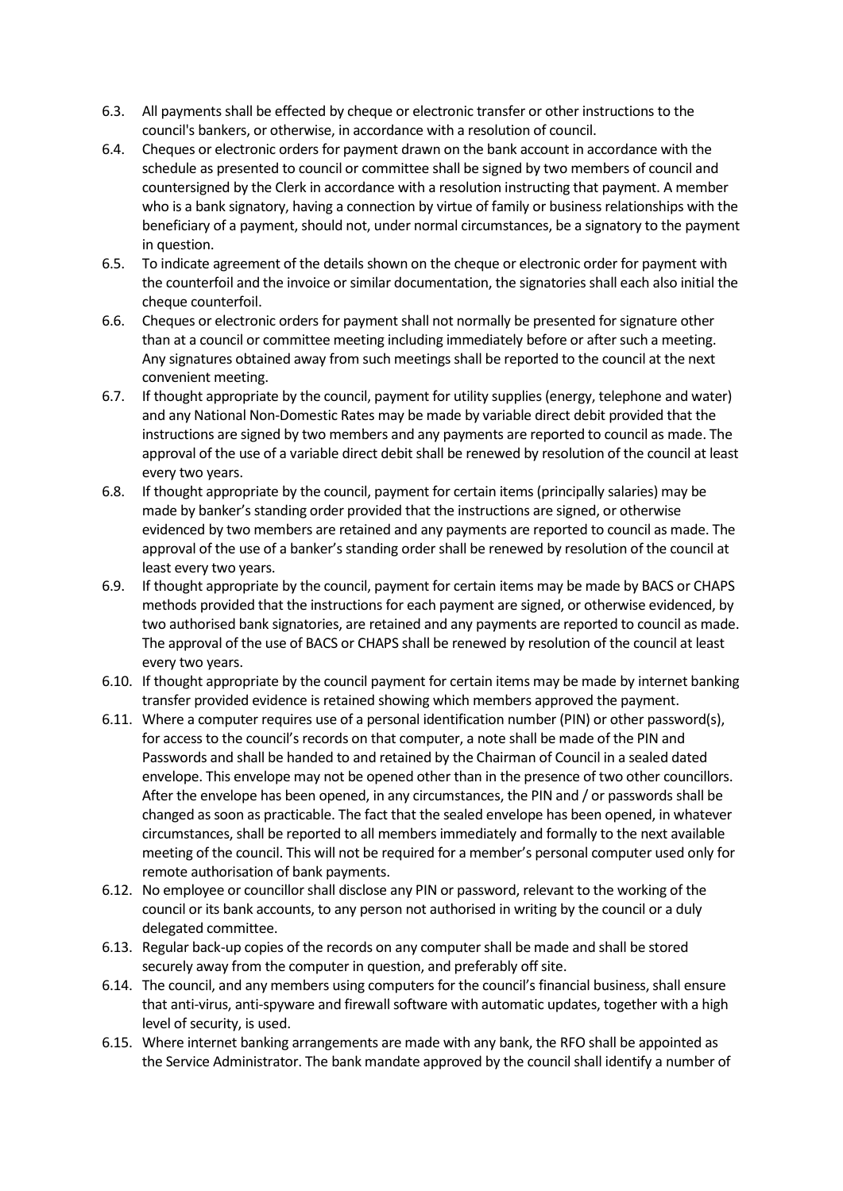6.3. All payments shall be effected by cheque or electronic transfer or other instructions to the council's bankers, or otherwise, in accordance with a resolution of council.

6.4. Cheques or electronic orders for payment drawn on the bank account in accordance with the schedule as presented to council or committee shall be signed by two members of council and countersigned by the Clerk in accordance with a resolution instructing that payment. A member who is a bank signatory, having a connection by virtue of family or business relationships with the beneficiary of a payment, should not, under normal circumstances, be a signatory to the payment in question.

6.5. To indicate agreement of the details shown on the cheque or electronic order for payment with the counterfoil and the invoice or similar documentation, the signatories shall each also initial the cheque counterfoil.

6.6. Cheques or electronic orders for payment shall not normally be presented for signature other than at a council or committee meeting including immediately before or after such a meeting. Any signatures obtained away from such meetings shall be reported to the council at the next convenient meeting.

6.7. If thought appropriate by the council, payment for utility supplies (energy, telephone and water) and any National Non-Domestic Rates may be made by variable direct debit provided that the instructions are signed by two members and any payments are reported to council as made. The approval of the use of a variable direct debit shall be renewed by resolution of the council at least every two years.

6.8. If thought appropriate by the council, payment for certain items (principally salaries) may be made by banker's standing order provided that the instructions are signed, or otherwise evidenced by two members are retained and any payments are reported to council as made. The approval of the use of a banker's standing order shall be renewed by resolution of the council at least every two years.

6.9. If thought appropriate by the council, payment for certain items may be made by BACS or CHAPS methods provided that the instructions for each payment are signed, or otherwise evidenced, by two authorised bank signatories, are retained and any payments are reported to council as made. The approval of the use of BACS or CHAPS shall be renewed by resolution of the council at least every two years.

6.10. If thought appropriate by the council payment for certain items may be made by internet banking transfer provided evidence is retained showing which members approved the payment.

6.11. Where a computer requires use of a personal identification number (PIN) or other password(s), for access to the council's records on that computer, a note shall be made of the PIN and Passwords and shall be handed to and retained by the Chairman of Council in a sealed dated envelope. This envelope may not be opened other than in the presence of two other councillors. After the envelope has been opened, in any circumstances, the PIN and / or passwords shall be changed as soon as practicable. The fact that the sealed envelope has been opened, in whatever circumstances, shall be reported to all members immediately and formally to the next available meeting of the council. This will not be required for a member's personal computer used only for remote authorisation of bank payments.

6.12. No employee or councillor shall disclose any PIN or password, relevant to the working of the council or its bank accounts, to any person not authorised in writing by the council or a duly delegated committee.

6.13. Regular back-up copies of the records on any computer shall be made and shall be stored securely away from the computer in question, and preferably off site.

6.14. The council, and any members using computers for the council's financial business, shall ensure that anti-virus, anti-spyware and firewall software with automatic updates, together with a high level of security, is used.

6.15. Where internet banking arrangements are made with any bank, the RFO shall be appointed as the Service Administrator. The bank mandate approved by the council shall identify a number of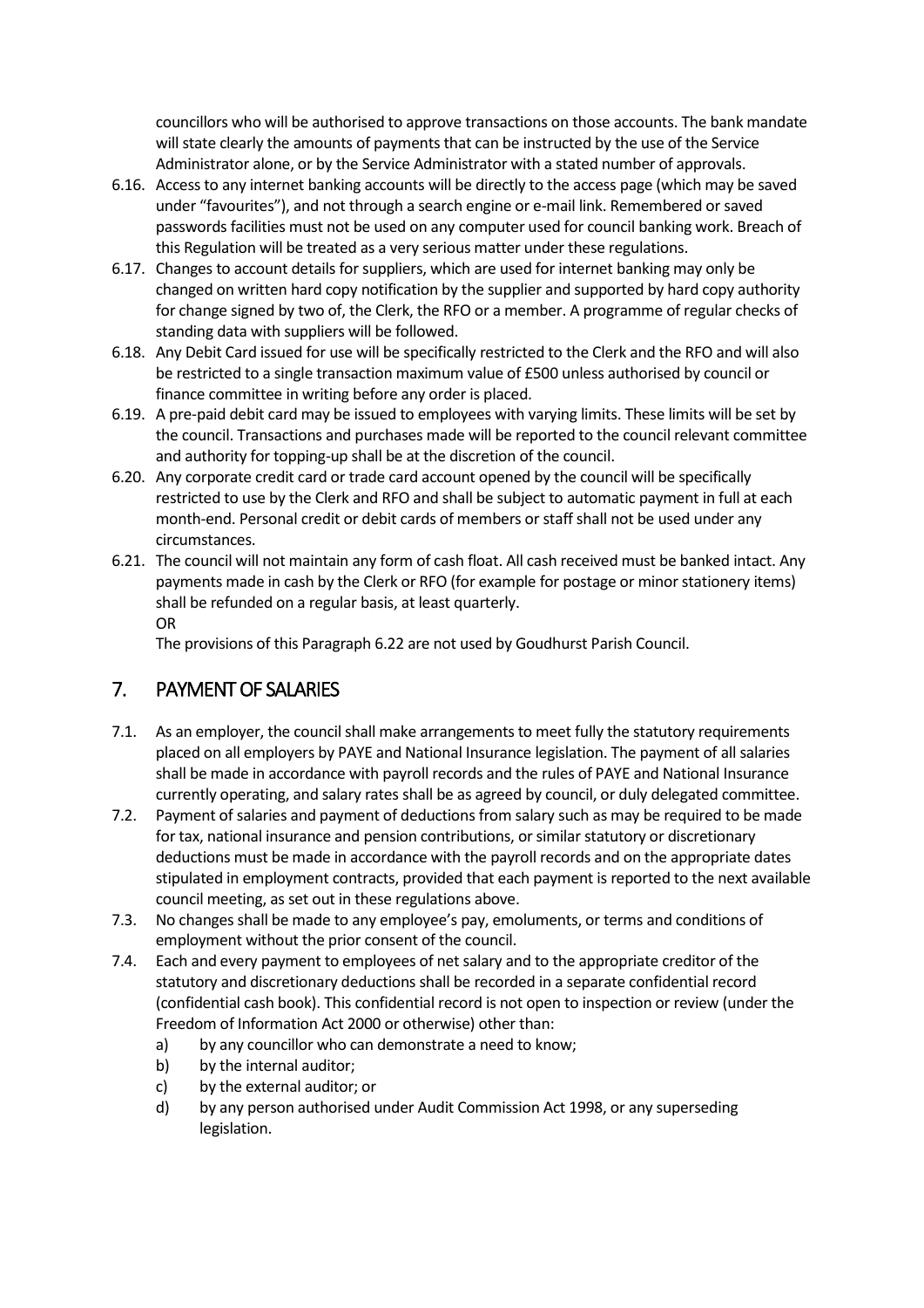councillors who will be authorised to approve transactions on those accounts. The bank mandate will state clearly the amounts of payments that can be instructed by the use of the Service Administrator alone, or by the Service Administrator with a stated number of approvals.

6.16. Access to any internet banking accounts will be directly to the access page (which may be saved under "favourites"), and not through a search engine or e-mail link. Remembered or saved passwords facilities must not be used on any computer used for council banking work. Breach of this Regulation will be treated as a very serious matter under these regulations.

6.17. Changes to account details for suppliers, which are used for internet banking may only be changed on written hard copy notification by the supplier and supported by hard copy authority for change signed by two of, the Clerk, the RFO or a member. A programme of regular checks of standing data with suppliers will be followed.

6.18. Any Debit Card issued for use will be specifically restricted to the Clerk and the RFO and will also be restricted to a single transaction maximum value of £500 unless authorised by council or finance committee in writing before any order is placed.

6.19. A pre-paid debit card may be issued to employees with varying limits. These limits will be set by the council. Transactions and purchases made will be reported to the council relevant committee and authority for topping-up shall be at the discretion of the council.

6.20. Any corporate credit card or trade card account opened by the council will be specifically restricted to use by the Clerk and RFO and shall be subject to automatic payment in full at each month-end. Personal credit or debit cards of members or staff shall not be used under any circumstances.

6.21. The council will not maintain any form of cash float. All cash received must be banked intact. Any payments made in cash by the Clerk or RFO (for example for postage or minor stationery items) shall be refunded on a regular basis, at least quarterly.
OR
The provisions of this Paragraph 6.22 are not used by Goudhurst Parish Council.

## 7. PAYMENT OF SALARIES

7.1. As an employer, the council shall make arrangements to meet fully the statutory requirements placed on all employers by PAYE and National Insurance legislation. The payment of all salaries shall be made in accordance with payroll records and the rules of PAYE and National Insurance currently operating, and salary rates shall be as agreed by council, or duly delegated committee.

7.2. Payment of salaries and payment of deductions from salary such as may be required to be made for tax, national insurance and pension contributions, or similar statutory or discretionary deductions must be made in accordance with the payroll records and on the appropriate dates stipulated in employment contracts, provided that each payment is reported to the next available council meeting, as set out in these regulations above.

7.3. No changes shall be made to any employee's pay, emoluments, or terms and conditions of employment without the prior consent of the council.

7.4. Each and every payment to employees of net salary and to the appropriate creditor of the statutory and discretionary deductions shall be recorded in a separate confidential record (confidential cash book). This confidential record is not open to inspection or review (under the Freedom of Information Act 2000 or otherwise) other than:

   a) by any councillor who can demonstrate a need to know;
   b) by the internal auditor;
   c) by the external auditor; or
   d) by any person authorised under Audit Commission Act 1998, or any superseding legislation.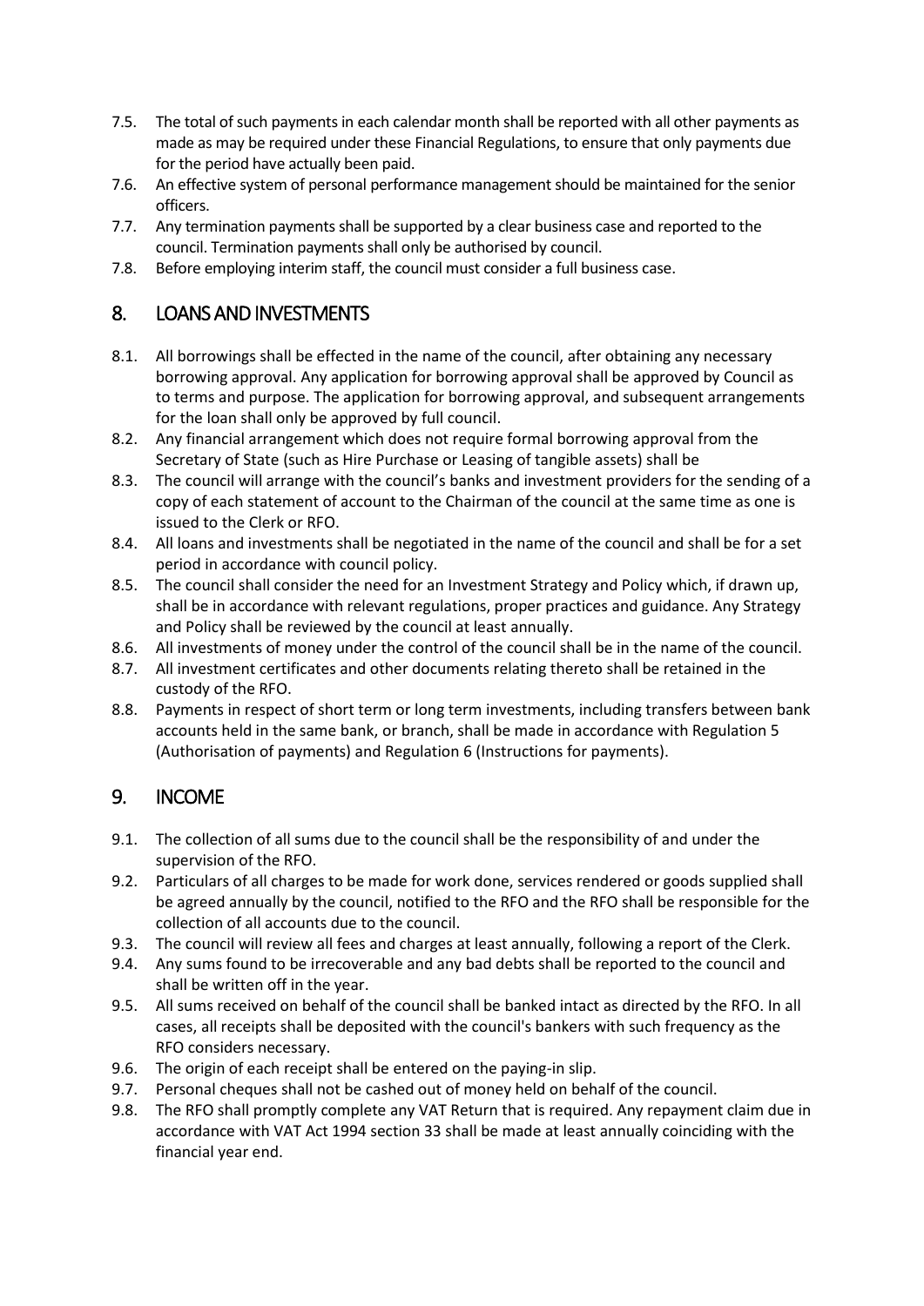7.5. The total of such payments in each calendar month shall be reported with all other payments as made as may be required under these Financial Regulations, to ensure that only payments due for the period have actually been paid.

7.6. An effective system of personal performance management should be maintained for the senior officers.

7.7. Any termination payments shall be supported by a clear business case and reported to the council. Termination payments shall only be authorised by council.

7.8. Before employing interim staff, the council must consider a full business case.

## 8. LOANS AND INVESTMENTS

8.1. All borrowings shall be effected in the name of the council, after obtaining any necessary borrowing approval. Any application for borrowing approval shall be approved by Council as to terms and purpose. The application for borrowing approval, and subsequent arrangements for the loan shall only be approved by full council.

8.2. Any financial arrangement which does not require formal borrowing approval from the Secretary of State (such as Hire Purchase or Leasing of tangible assets) shall be

8.3. The council will arrange with the council's banks and investment providers for the sending of a copy of each statement of account to the Chairman of the council at the same time as one is issued to the Clerk or RFO.

8.4. All loans and investments shall be negotiated in the name of the council and shall be for a set period in accordance with council policy.

8.5. The council shall consider the need for an Investment Strategy and Policy which, if drawn up, shall be in accordance with relevant regulations, proper practices and guidance. Any Strategy and Policy shall be reviewed by the council at least annually.

8.6. All investments of money under the control of the council shall be in the name of the council.

8.7. All investment certificates and other documents relating thereto shall be retained in the custody of the RFO.

8.8. Payments in respect of short term or long term investments, including transfers between bank accounts held in the same bank, or branch, shall be made in accordance with Regulation 5 (Authorisation of payments) and Regulation 6 (Instructions for payments).

## 9. INCOME

9.1. The collection of all sums due to the council shall be the responsibility of and under the supervision of the RFO.

9.2. Particulars of all charges to be made for work done, services rendered or goods supplied shall be agreed annually by the council, notified to the RFO and the RFO shall be responsible for the collection of all accounts due to the council.

9.3. The council will review all fees and charges at least annually, following a report of the Clerk.

9.4. Any sums found to be irrecoverable and any bad debts shall be reported to the council and shall be written off in the year.

9.5. All sums received on behalf of the council shall be banked intact as directed by the RFO. In all cases, all receipts shall be deposited with the council's bankers with such frequency as the RFO considers necessary.

9.6. The origin of each receipt shall be entered on the paying-in slip.

9.7. Personal cheques shall not be cashed out of money held on behalf of the council.

9.8. The RFO shall promptly complete any VAT Return that is required. Any repayment claim due in accordance with VAT Act 1994 section 33 shall be made at least annually coinciding with the financial year end.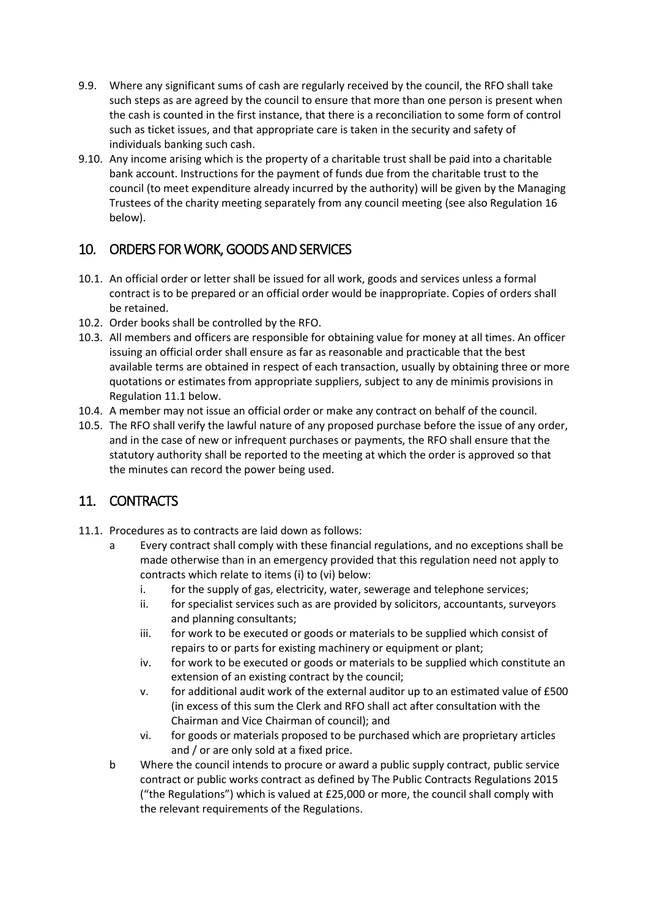9.9. Where any significant sums of cash are regularly received by the council, the RFO shall take such steps as are agreed by the council to ensure that more than one person is present when the cash is counted in the first instance, that there is a reconciliation to some form of control such as ticket issues, and that appropriate care is taken in the security and safety of individuals banking such cash.

9.10. Any income arising which is the property of a charitable trust shall be paid into a charitable bank account. Instructions for the payment of funds due from the charitable trust to the council (to meet expenditure already incurred by the authority) will be given by the Managing Trustees of the charity meeting separately from any council meeting (see also Regulation 16 below).

## 10. ORDERS FOR WORK, GOODS AND SERVICES

10.1. An official order or letter shall be issued for all work, goods and services unless a formal contract is to be prepared or an official order would be inappropriate. Copies of orders shall be retained.

10.2. Order books shall be controlled by the RFO.

10.3. All members and officers are responsible for obtaining value for money at all times. An officer issuing an official order shall ensure as far as reasonable and practicable that the best available terms are obtained in respect of each transaction, usually by obtaining three or more quotations or estimates from appropriate suppliers, subject to any de minimis provisions in Regulation 11.1 below.

10.4. A member may not issue an official order or make any contract on behalf of the council.

10.5. The RFO shall verify the lawful nature of any proposed purchase before the issue of any order, and in the case of new or infrequent purchases or payments, the RFO shall ensure that the statutory authority shall be reported to the meeting at which the order is approved so that the minutes can record the power being used.

## 11. CONTRACTS

11.1. Procedures as to contracts are laid down as follows:

a Every contract shall comply with these financial regulations, and no exceptions shall be made otherwise than in an emergency provided that this regulation need not apply to contracts which relate to items (i) to (vi) below:

   i. for the supply of gas, electricity, water, sewerage and telephone services;
   ii. for specialist services such as are provided by solicitors, accountants, surveyors and planning consultants;
   iii. for work to be executed or goods or materials to be supplied which consist of repairs to or parts for existing machinery or equipment or plant;
   iv. for work to be executed or goods or materials to be supplied which constitute an extension of an existing contract by the council;
   v. for additional audit work of the external auditor up to an estimated value of £500 (in excess of this sum the Clerk and RFO shall act after consultation with the Chairman and Vice Chairman of council); and
   vi. for goods or materials proposed to be purchased which are proprietary articles and / or are only sold at a fixed price.

b Where the council intends to procure or award a public supply contract, public service contract or public works contract as defined by The Public Contracts Regulations 2015 ("the Regulations") which is valued at £25,000 or more, the council shall comply with the relevant requirements of the Regulations.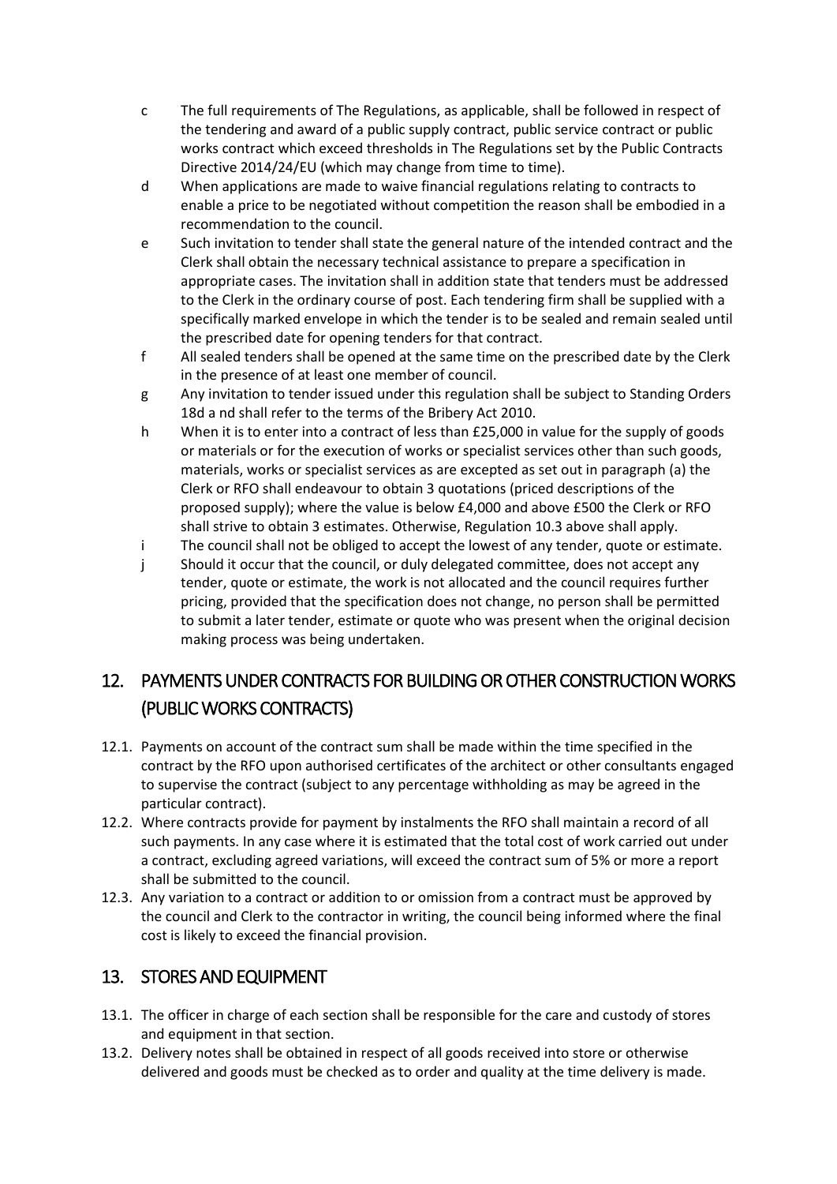c  The full requirements of The Regulations, as applicable, shall be followed in respect of the tendering and award of a public supply contract, public service contract or public works contract which exceed thresholds in The Regulations set by the Public Contracts Directive 2014/24/EU (which may change from time to time).

d  When applications are made to waive financial regulations relating to contracts to enable a price to be negotiated without competition the reason shall be embodied in a recommendation to the council.

e  Such invitation to tender shall state the general nature of the intended contract and the Clerk shall obtain the necessary technical assistance to prepare a specification in appropriate cases. The invitation shall in addition state that tenders must be addressed to the Clerk in the ordinary course of post. Each tendering firm shall be supplied with a specifically marked envelope in which the tender is to be sealed and remain sealed until the prescribed date for opening tenders for that contract.

f  All sealed tenders shall be opened at the same time on the prescribed date by the Clerk in the presence of at least one member of council.

g  Any invitation to tender issued under this regulation shall be subject to Standing Orders 18d a nd shall refer to the terms of the Bribery Act 2010.

h  When it is to enter into a contract of less than £25,000 in value for the supply of goods or materials or for the execution of works or specialist services other than such goods, materials, works or specialist services as are excepted as set out in paragraph (a) the Clerk or RFO shall endeavour to obtain 3 quotations (priced descriptions of the proposed supply); where the value is below £4,000 and above £500 the Clerk or RFO shall strive to obtain 3 estimates. Otherwise, Regulation 10.3 above shall apply.

i  The council shall not be obliged to accept the lowest of any tender, quote or estimate.

j  Should it occur that the council, or duly delegated committee, does not accept any tender, quote or estimate, the work is not allocated and the council requires further pricing, provided that the specification does not change, no person shall be permitted to submit a later tender, estimate or quote who was present when the original decision making process was being undertaken.

## 12. PAYMENTS UNDER CONTRACTS FOR BUILDING OR OTHER CONSTRUCTION WORKS (PUBLIC WORKS CONTRACTS)

12.1. Payments on account of the contract sum shall be made within the time specified in the contract by the RFO upon authorised certificates of the architect or other consultants engaged to supervise the contract (subject to any percentage withholding as may be agreed in the particular contract).

12.2. Where contracts provide for payment by instalments the RFO shall maintain a record of all such payments. In any case where it is estimated that the total cost of work carried out under a contract, excluding agreed variations, will exceed the contract sum of 5% or more a report shall be submitted to the council.

12.3. Any variation to a contract or addition to or omission from a contract must be approved by the council and Clerk to the contractor in writing, the council being informed where the final cost is likely to exceed the financial provision.

## 13. STORES AND EQUIPMENT

13.1. The officer in charge of each section shall be responsible for the care and custody of stores and equipment in that section.

13.2. Delivery notes shall be obtained in respect of all goods received into store or otherwise delivered and goods must be checked as to order and quality at the time delivery is made.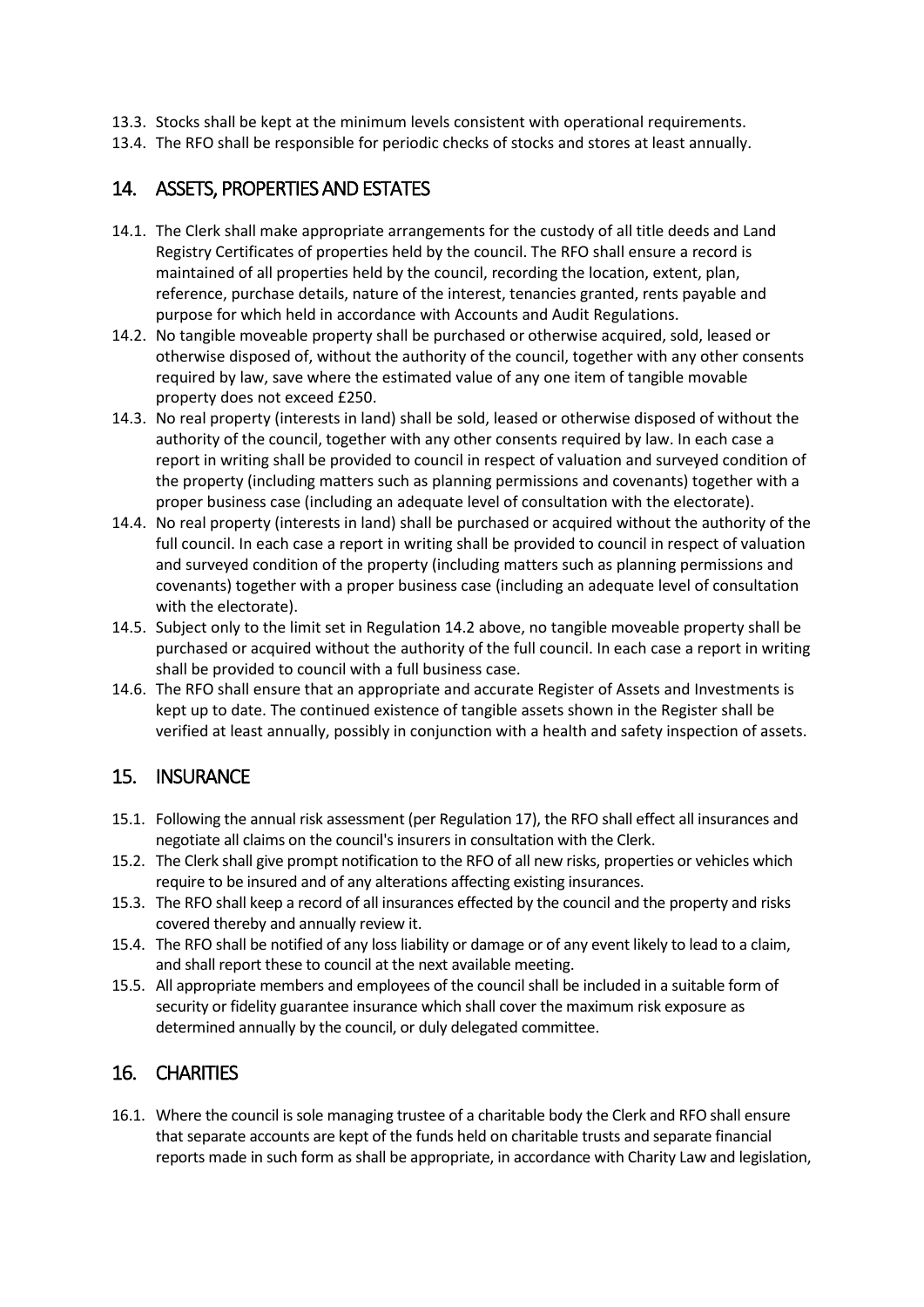13.3. Stocks shall be kept at the minimum levels consistent with operational requirements.

13.4. The RFO shall be responsible for periodic checks of stocks and stores at least annually.

## 14. ASSETS, PROPERTIES AND ESTATES

14.1. The Clerk shall make appropriate arrangements for the custody of all title deeds and Land Registry Certificates of properties held by the council. The RFO shall ensure a record is maintained of all properties held by the council, recording the location, extent, plan, reference, purchase details, nature of the interest, tenancies granted, rents payable and purpose for which held in accordance with Accounts and Audit Regulations.

14.2. No tangible moveable property shall be purchased or otherwise acquired, sold, leased or otherwise disposed of, without the authority of the council, together with any other consents required by law, save where the estimated value of any one item of tangible movable property does not exceed £250.

14.3. No real property (interests in land) shall be sold, leased or otherwise disposed of without the authority of the council, together with any other consents required by law. In each case a report in writing shall be provided to council in respect of valuation and surveyed condition of the property (including matters such as planning permissions and covenants) together with a proper business case (including an adequate level of consultation with the electorate).

14.4. No real property (interests in land) shall be purchased or acquired without the authority of the full council. In each case a report in writing shall be provided to council in respect of valuation and surveyed condition of the property (including matters such as planning permissions and covenants) together with a proper business case (including an adequate level of consultation with the electorate).

14.5. Subject only to the limit set in Regulation 14.2 above, no tangible moveable property shall be purchased or acquired without the authority of the full council. In each case a report in writing shall be provided to council with a full business case.

14.6. The RFO shall ensure that an appropriate and accurate Register of Assets and Investments is kept up to date. The continued existence of tangible assets shown in the Register shall be verified at least annually, possibly in conjunction with a health and safety inspection of assets.

## 15. INSURANCE

15.1. Following the annual risk assessment (per Regulation 17), the RFO shall effect all insurances and negotiate all claims on the council's insurers in consultation with the Clerk.

15.2. The Clerk shall give prompt notification to the RFO of all new risks, properties or vehicles which require to be insured and of any alterations affecting existing insurances.

15.3. The RFO shall keep a record of all insurances effected by the council and the property and risks covered thereby and annually review it.

15.4. The RFO shall be notified of any loss liability or damage or of any event likely to lead to a claim, and shall report these to council at the next available meeting.

15.5. All appropriate members and employees of the council shall be included in a suitable form of security or fidelity guarantee insurance which shall cover the maximum risk exposure as determined annually by the council, or duly delegated committee.

## 16. CHARITIES

16.1. Where the council is sole managing trustee of a charitable body the Clerk and RFO shall ensure that separate accounts are kept of the funds held on charitable trusts and separate financial reports made in such form as shall be appropriate, in accordance with Charity Law and legislation,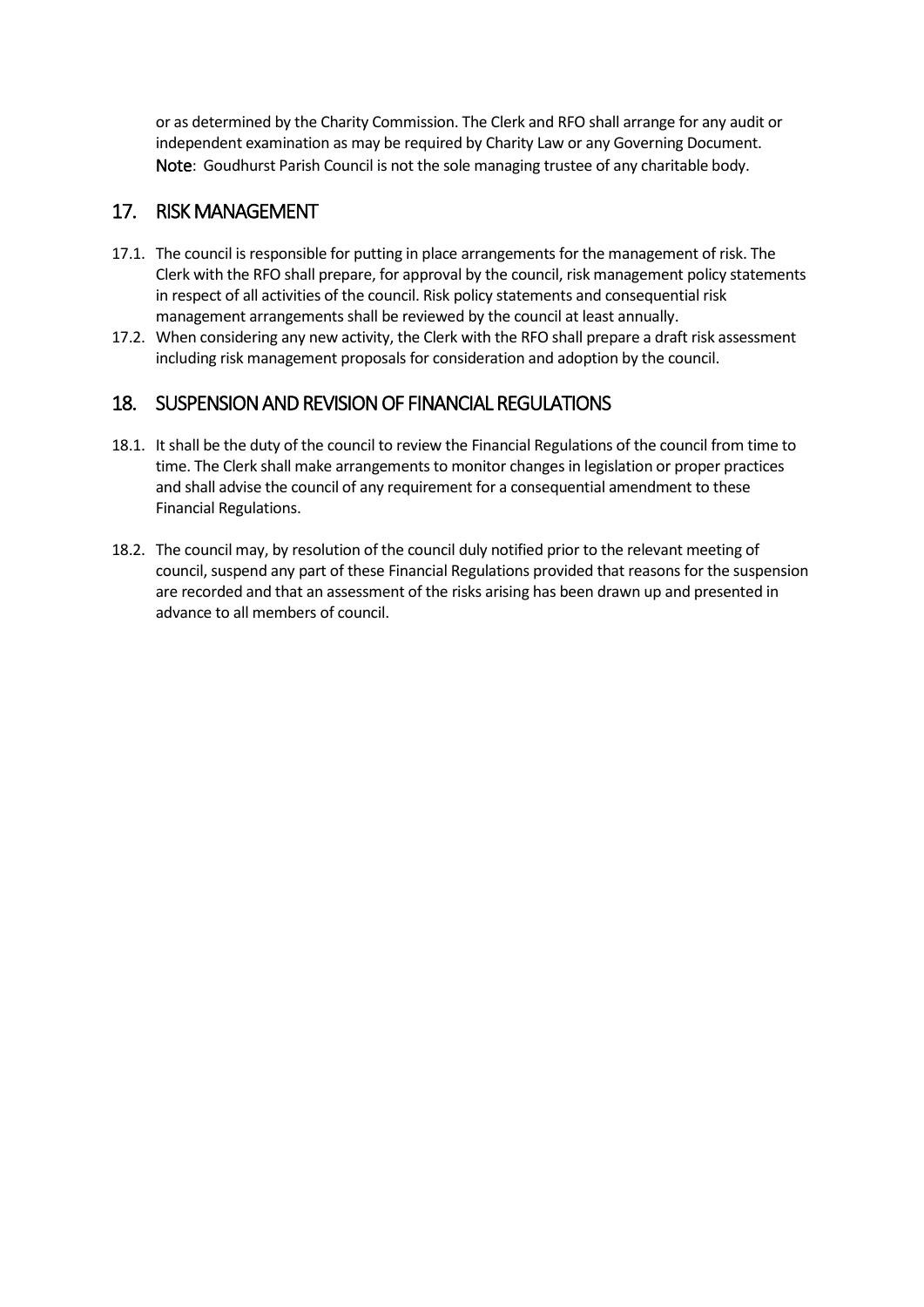or as determined by the Charity Commission. The Clerk and RFO shall arrange for any audit or independent examination as may be required by Charity Law or any Governing Document.
**Note**: Goudhurst Parish Council is not the sole managing trustee of any charitable body.

## 17. RISK MANAGEMENT

17.1. The council is responsible for putting in place arrangements for the management of risk. The Clerk with the RFO shall prepare, for approval by the council, risk management policy statements in respect of all activities of the council. Risk policy statements and consequential risk management arrangements shall be reviewed by the council at least annually.

17.2. When considering any new activity, the Clerk with the RFO shall prepare a draft risk assessment including risk management proposals for consideration and adoption by the council.

## 18. SUSPENSION AND REVISION OF FINANCIAL REGULATIONS

18.1. It shall be the duty of the council to review the Financial Regulations of the council from time to time. The Clerk shall make arrangements to monitor changes in legislation or proper practices and shall advise the council of any requirement for a consequential amendment to these Financial Regulations.

18.2. The council may, by resolution of the council duly notified prior to the relevant meeting of council, suspend any part of these Financial Regulations provided that reasons for the suspension are recorded and that an assessment of the risks arising has been drawn up and presented in advance to all members of council.